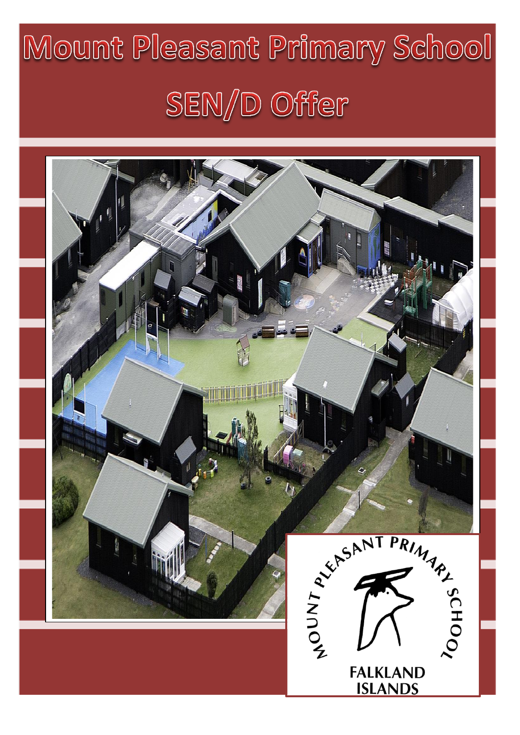# Mount Pleasant Primary School

# SEN/D Offer

MOUNT PLEASANT PRIMARY SCHOOL

FALKLAND ISLANDS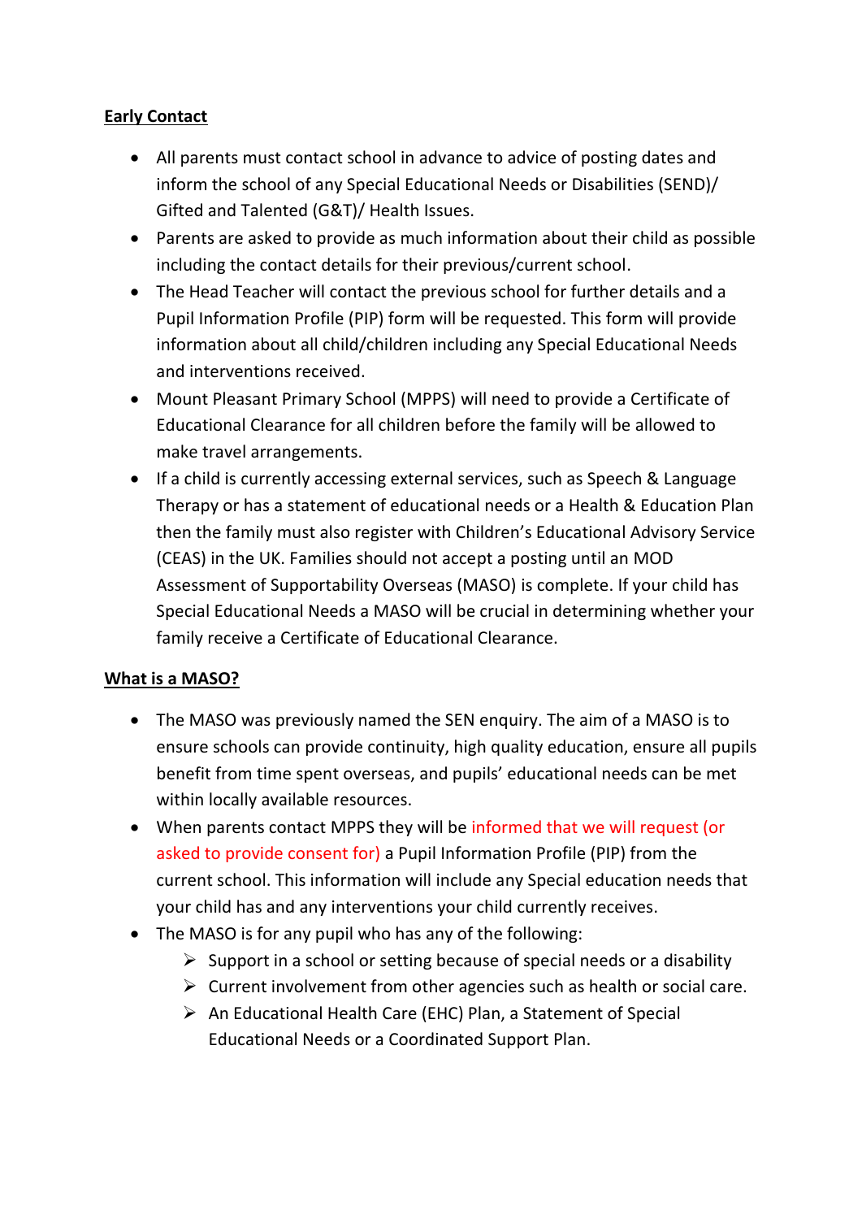**Early Contact**

- All parents must contact school in advance to advice of posting dates and inform the school of any Special Educational Needs or Disabilities (SEND)/ Gifted and Talented (G&T)/ Health Issues.
- Parents are asked to provide as much information about their child as possible including the contact details for their previous/current school.
- The Head Teacher will contact the previous school for further details and a Pupil Information Profile (PIP) form will be requested. This form will provide information about all child/children including any Special Educational Needs and interventions received.
- Mount Pleasant Primary School (MPPS) will need to provide a Certificate of Educational Clearance for all children before the family will be allowed to make travel arrangements.
- If a child is currently accessing external services, such as Speech & Language Therapy or has a statement of educational needs or a Health & Education Plan then the family must also register with Children's Educational Advisory Service (CEAS) in the UK. Families should not accept a posting until an MOD Assessment of Supportability Overseas (MASO) is complete. If your child has Special Educational Needs a MASO will be crucial in determining whether your family receive a Certificate of Educational Clearance.

**What is a MASO?**

- The MASO was previously named the SEN enquiry. The aim of a MASO is to ensure schools can provide continuity, high quality education, ensure all pupils benefit from time spent overseas, and pupils' educational needs can be met within locally available resources.
- When parents contact MPPS they will be informed that we will request (or asked to provide consent for) a Pupil Information Profile (PIP) from the current school. This information will include any Special education needs that your child has and any interventions your child currently receives.
- The MASO is for any pupil who has any of the following:
  - Support in a school or setting because of special needs or a disability
  - Current involvement from other agencies such as health or social care.
  - An Educational Health Care (EHC) Plan, a Statement of Special Educational Needs or a Coordinated Support Plan.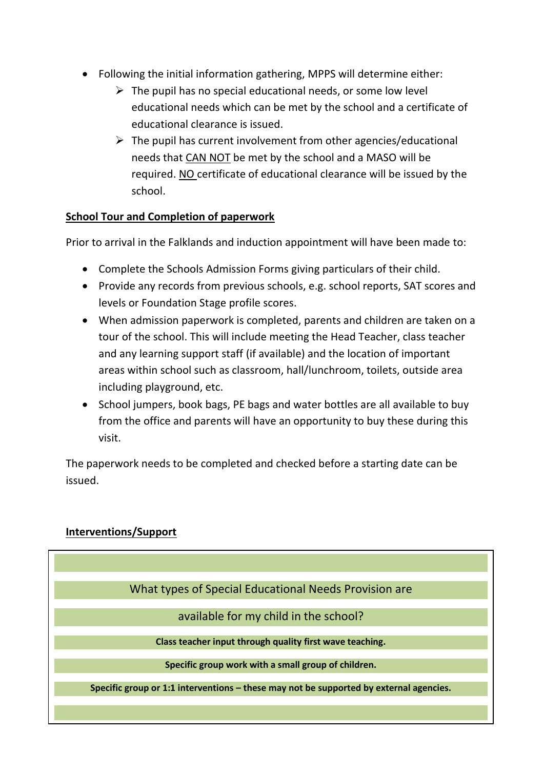- Following the initial information gathering, MPPS will determine either:
  - The pupil has no special educational needs, or some low level educational needs which can be met by the school and a certificate of educational clearance is issued.
  - The pupil has current involvement from other agencies/educational needs that <u>CAN NOT</u> be met by the school and a MASO will be required. <u>NO</u> certificate of educational clearance will be issued by the school.

**<u>School Tour and Completion of paperwork</u>**

Prior to arrival in the Falklands and induction appointment will have been made to:

- Complete the Schools Admission Forms giving particulars of their child.
- Provide any records from previous schools, e.g. school reports, SAT scores and levels or Foundation Stage profile scores.
- When admission paperwork is completed, parents and children are taken on a tour of the school. This will include meeting the Head Teacher, class teacher and any learning support staff (if available) and the location of important areas within school such as classroom, hall/lunchroom, toilets, outside area including playground, etc.
- School jumpers, book bags, PE bags and water bottles are all available to buy from the office and parents will have an opportunity to buy these during this visit.

The paperwork needs to be completed and checked before a starting date can be issued.

**<u>Interventions/Support</u>**

| What types of Special Educational Needs Provision are available for my child in the school? |
| --- |
| **Class teacher input through quality first wave teaching.** |
| **Specific group work with a small group of children.** |
| **Specific group or 1:1 interventions – these may not be supported by external agencies.** |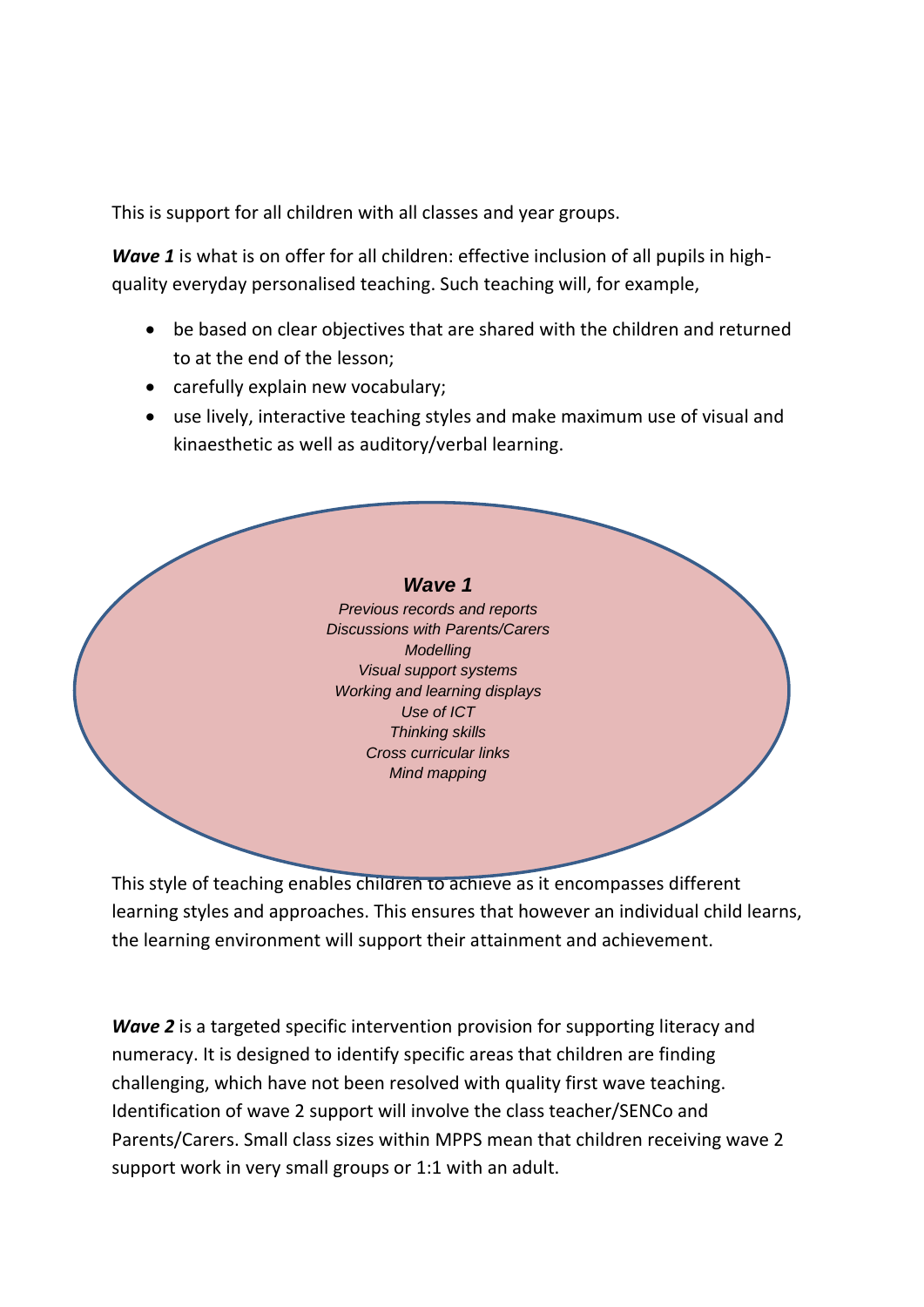This is support for all children with all classes and year groups.

***Wave 1*** is what is on offer for all children: effective inclusion of all pupils in high-quality everyday personalised teaching. Such teaching will, for example,

- be based on clear objectives that are shared with the children and returned to at the end of the lesson;
- carefully explain new vocabulary;
- use lively, interactive teaching styles and make maximum use of visual and kinaesthetic as well as auditory/verbal learning.

***Wave 1***

*Previous records and reports*
*Discussions with Parents/Carers*
*Modelling*
*Visual support systems*
*Working and learning displays*
*Use of ICT*
*Thinking skills*
*Cross curricular links*
*Mind mapping*

This style of teaching enables children to achieve as it encompasses different learning styles and approaches. This ensures that however an individual child learns, the learning environment will support their attainment and achievement.

***Wave 2*** is a targeted specific intervention provision for supporting literacy and numeracy. It is designed to identify specific areas that children are finding challenging, which have not been resolved with quality first wave teaching. Identification of wave 2 support will involve the class teacher/SENCo and Parents/Carers. Small class sizes within MPPS mean that children receiving wave 2 support work in very small groups or 1:1 with an adult.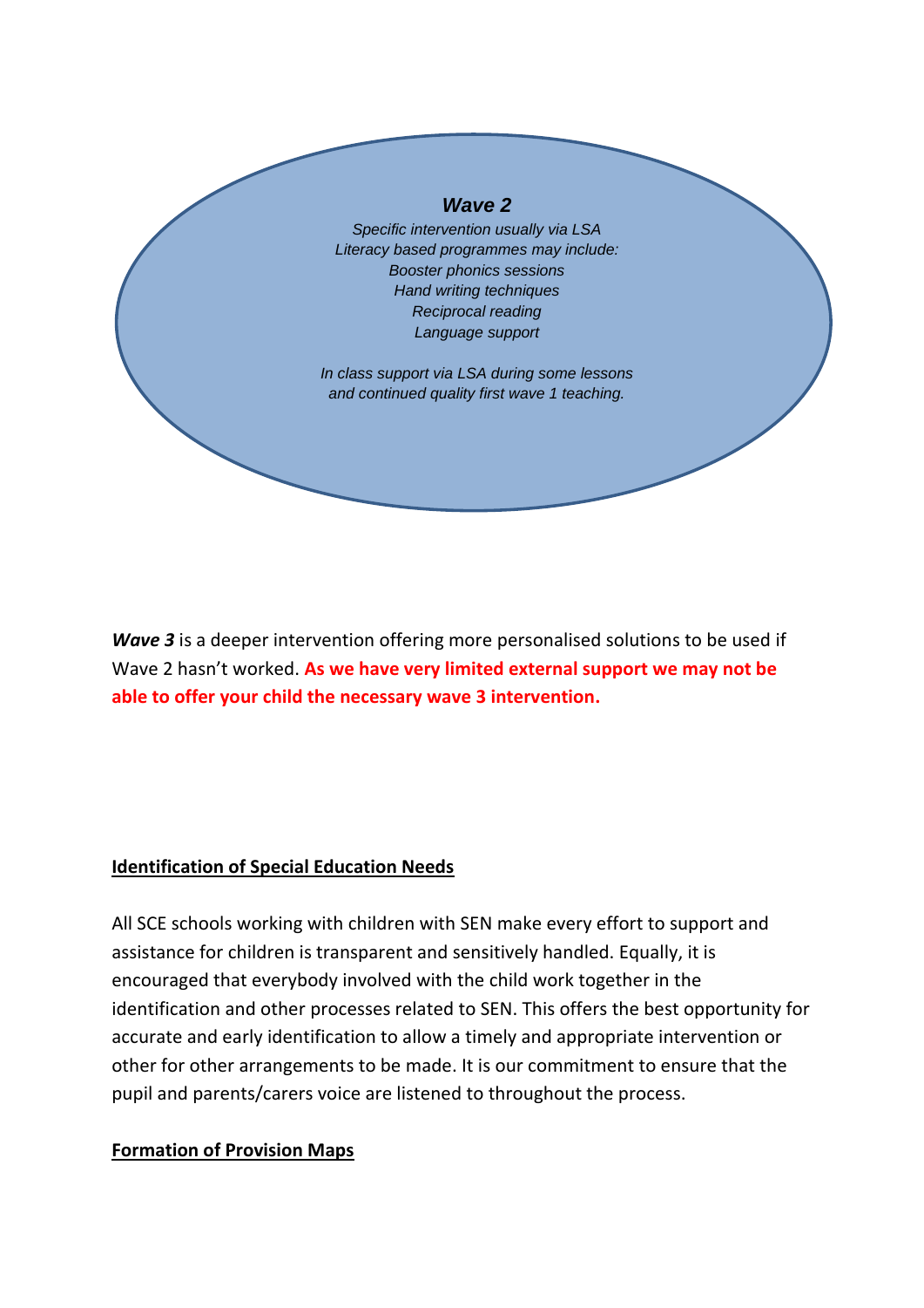***Wave 2***

*Specific intervention usually via LSA*
*Literacy based programmes may include:*
*Booster phonics sessions*
*Hand writing techniques*
*Reciprocal reading*
*Language support*

*In class support via LSA during some lessons and continued quality first wave 1 teaching.*

***Wave 3*** is a deeper intervention offering more personalised solutions to be used if Wave 2 hasn't worked. **As we have very limited external support we may not be able to offer your child the necessary wave 3 intervention.**

## Identification of Special Education Needs

All SCE schools working with children with SEN make every effort to support and assistance for children is transparent and sensitively handled. Equally, it is encouraged that everybody involved with the child work together in the identification and other processes related to SEN. This offers the best opportunity for accurate and early identification to allow a timely and appropriate intervention or other for other arrangements to be made. It is our commitment to ensure that the pupil and parents/carers voice are listened to throughout the process.

## Formation of Provision Maps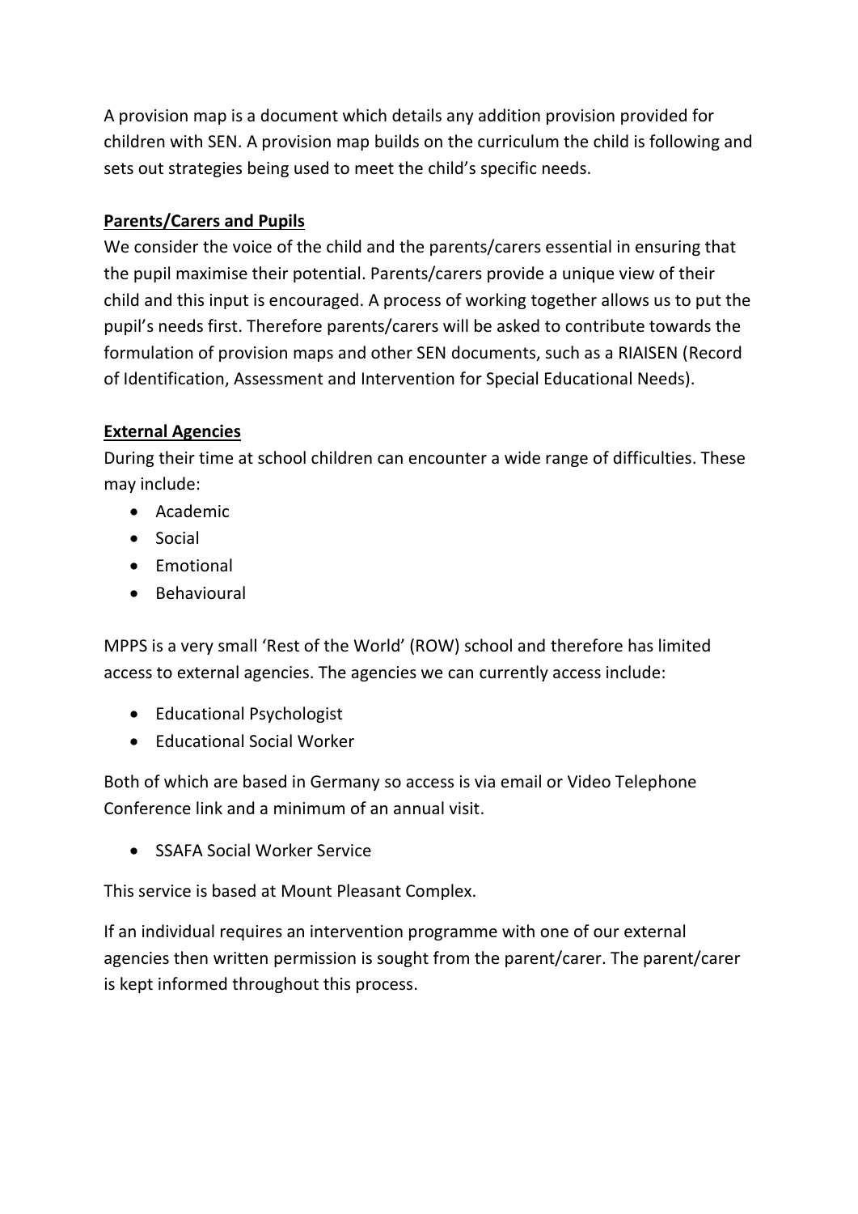A provision map is a document which details any addition provision provided for children with SEN. A provision map builds on the curriculum the child is following and sets out strategies being used to meet the child's specific needs.

**Parents/Carers and Pupils**

We consider the voice of the child and the parents/carers essential in ensuring that the pupil maximise their potential. Parents/carers provide a unique view of their child and this input is encouraged. A process of working together allows us to put the pupil's needs first. Therefore parents/carers will be asked to contribute towards the formulation of provision maps and other SEN documents, such as a RIAISEN (Record of Identification, Assessment and Intervention for Special Educational Needs).

**External Agencies**

During their time at school children can encounter a wide range of difficulties. These may include:

- Academic
- Social
- Emotional
- Behavioural

MPPS is a very small 'Rest of the World' (ROW) school and therefore has limited access to external agencies. The agencies we can currently access include:

- Educational Psychologist
- Educational Social Worker

Both of which are based in Germany so access is via email or Video Telephone Conference link and a minimum of an annual visit.

- SSAFA Social Worker Service

This service is based at Mount Pleasant Complex.

If an individual requires an intervention programme with one of our external agencies then written permission is sought from the parent/carer. The parent/carer is kept informed throughout this process.